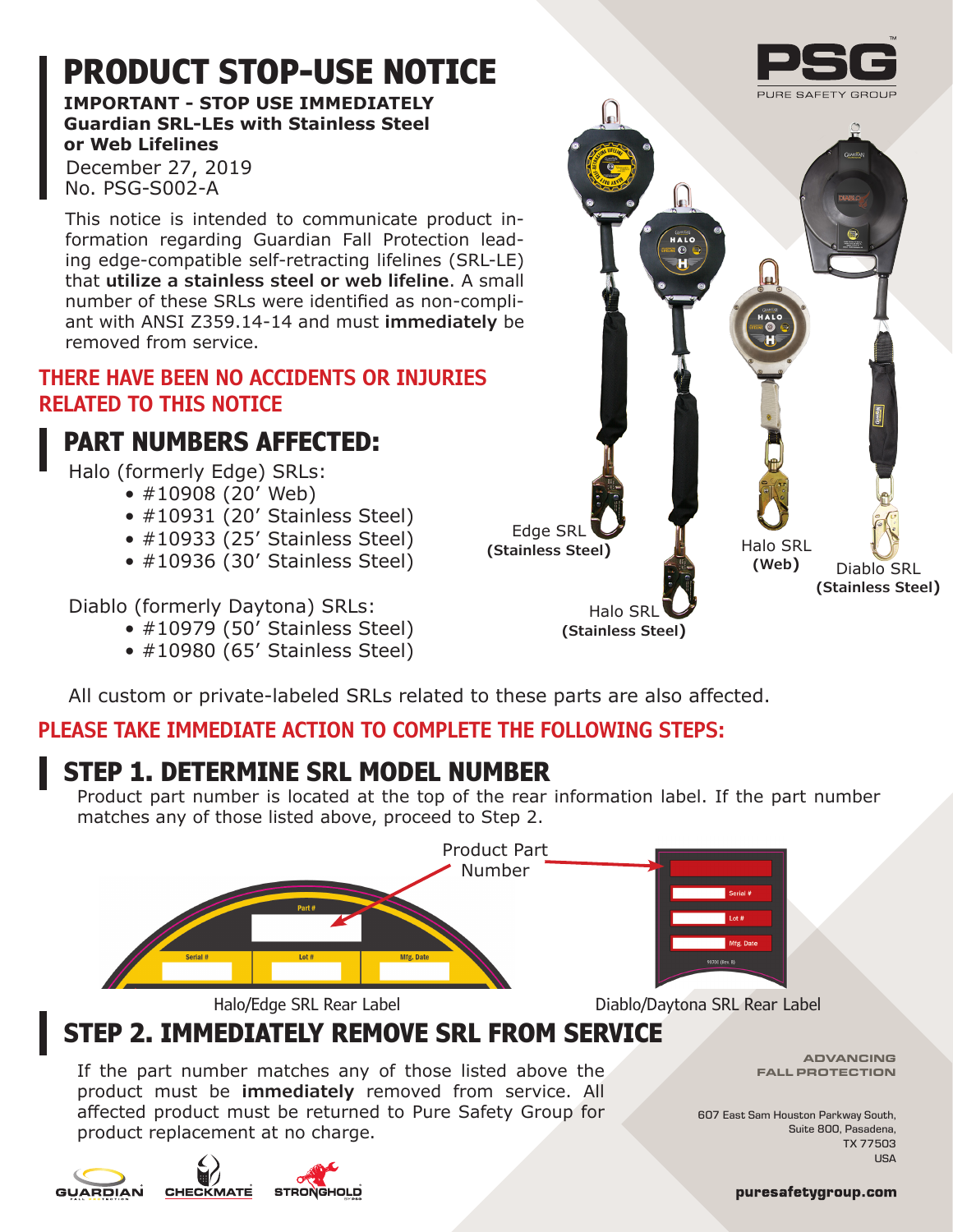# PRODUCT STOP-USE NOTICE

**IMPORTANT - STOP USE IMMEDIATELY**
**Guardian SRL-LEs with Stainless Steel or Web Lifelines**
December 27, 2019
No. PSG-S002-A

This notice is intended to communicate product information regarding Guardian Fall Protection leading edge-compatible self-retracting lifelines (SRL-LE) that **utilize a stainless steel or web lifeline**. A small number of these SRLs were identified as non-compliant with ANSI Z359.14-14 and must **immediately** be removed from service.

**THERE HAVE BEEN NO ACCIDENTS OR INJURIES RELATED TO THIS NOTICE**

## PART NUMBERS AFFECTED:

Halo (formerly Edge) SRLs:

- #10908 (20' Web)
- #10931 (20' Stainless Steel)
- #10933 (25' Stainless Steel)
- #10936 (30' Stainless Steel)

Diablo (formerly Daytona) SRLs:

- #10979 (50' Stainless Steel)
- #10980 (65' Stainless Steel)

Edge SRL **(Stainless Steel)**

Halo SRL **(Stainless Steel)**

Halo SRL **(Web)**

Diablo SRL **(Stainless Steel)**

All custom or private-labeled SRLs related to these parts are also affected.

**PLEASE TAKE IMMEDIATE ACTION TO COMPLETE THE FOLLOWING STEPS:**

## STEP 1. DETERMINE SRL MODEL NUMBER

Product part number is located at the top of the rear information label. If the part number matches any of those listed above, proceed to Step 2.

Product Part Number

Part # | Serial # | Lot # | Mfg. Date

Halo/Edge SRL Rear Label

Serial # | Lot # | Mfg. Date

Diablo/Daytona SRL Rear Label

## STEP 2. IMMEDIATELY REMOVE SRL FROM SERVICE

If the part number matches any of those listed above the product must be **immediately** removed from service. All affected product must be returned to Pure Safety Group for product replacement at no charge.

ADVANCING FALL PROTECTION

607 East Sam Houston Parkway South, Suite 800, Pasadena, TX 77503 USA

puresafetygroup.com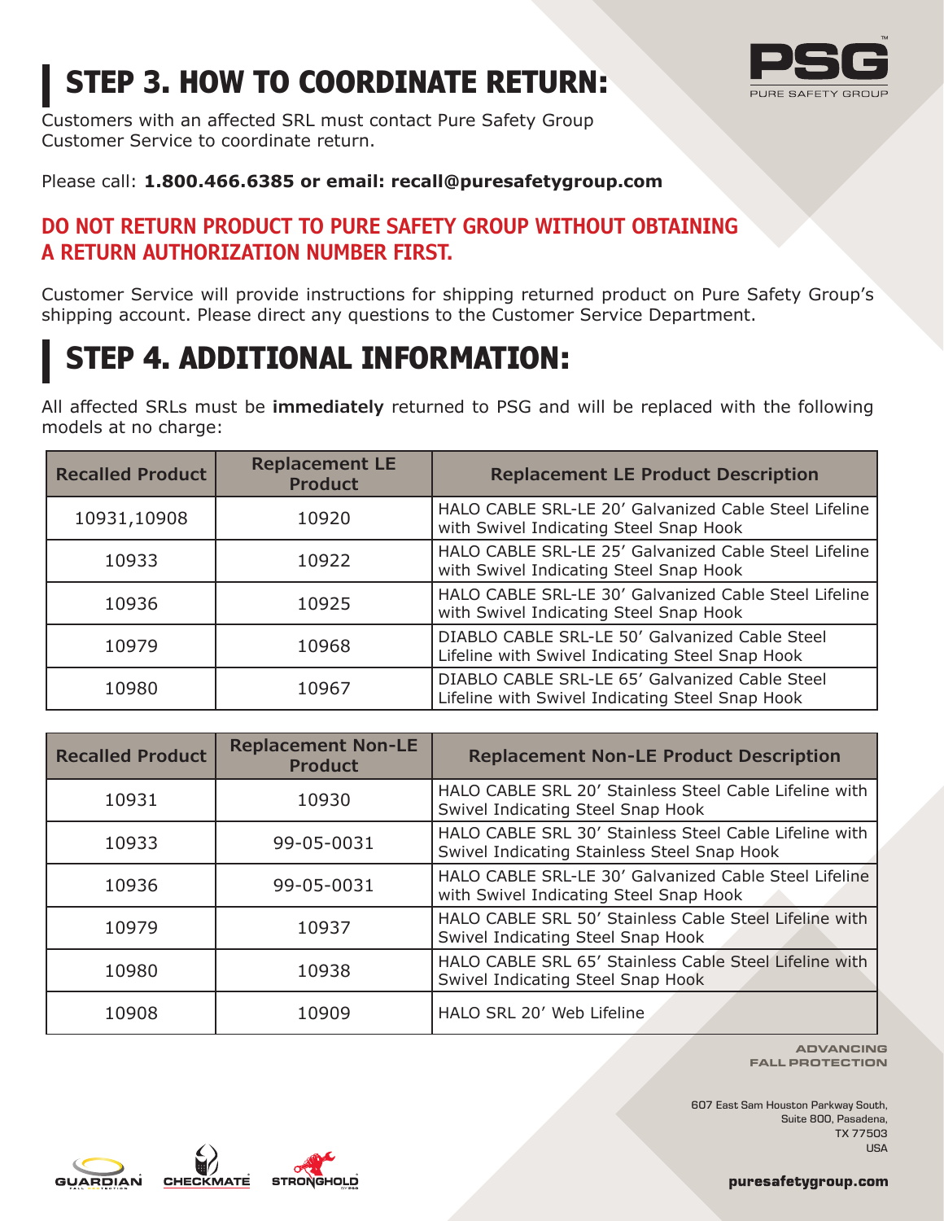## STEP 3. HOW TO COORDINATE RETURN:

Customers with an affected SRL must contact Pure Safety Group Customer Service to coordinate return.

Please call: **1.800.466.6385 or email: recall@puresafetygroup.com**

**DO NOT RETURN PRODUCT TO PURE SAFETY GROUP WITHOUT OBTAINING A RETURN AUTHORIZATION NUMBER FIRST.**

Customer Service will provide instructions for shipping returned product on Pure Safety Group's shipping account. Please direct any questions to the Customer Service Department.

## STEP 4. ADDITIONAL INFORMATION:

All affected SRLs must be **immediately** returned to PSG and will be replaced with the following models at no charge:

| Recalled Product | Replacement LE Product | Replacement LE Product Description |
|---|---|---|
| 10931,10908 | 10920 | HALO CABLE SRL-LE 20' Galvanized Cable Steel Lifeline with Swivel Indicating Steel Snap Hook |
| 10933 | 10922 | HALO CABLE SRL-LE 25' Galvanized Cable Steel Lifeline with Swivel Indicating Steel Snap Hook |
| 10936 | 10925 | HALO CABLE SRL-LE 30' Galvanized Cable Steel Lifeline with Swivel Indicating Steel Snap Hook |
| 10979 | 10968 | DIABLO CABLE SRL-LE 50' Galvanized Cable Steel Lifeline with Swivel Indicating Steel Snap Hook |
| 10980 | 10967 | DIABLO CABLE SRL-LE 65' Galvanized Cable Steel Lifeline with Swivel Indicating Steel Snap Hook |

| Recalled Product | Replacement Non-LE Product | Replacement Non-LE Product Description |
|---|---|---|
| 10931 | 10930 | HALO CABLE SRL 20' Stainless Steel Cable Lifeline with Swivel Indicating Steel Snap Hook |
| 10933 | 99-05-0031 | HALO CABLE SRL 30' Stainless Steel Cable Lifeline with Swivel Indicating Stainless Steel Snap Hook |
| 10936 | 99-05-0031 | HALO CABLE SRL-LE 30' Galvanized Cable Steel Lifeline with Swivel Indicating Steel Snap Hook |
| 10979 | 10937 | HALO CABLE SRL 50' Stainless Steel Cable Lifeline with Swivel Indicating Steel Snap Hook |
| 10980 | 10938 | HALO CABLE SRL 65' Stainless Steel Cable Lifeline with Swivel Indicating Steel Snap Hook |
| 10908 | 10909 | HALO SRL 20' Web Lifeline |

ADVANCING FALL PROTECTION

607 East Sam Houston Parkway South,
Suite 800, Pasadena,
TX 77503
USA

puresafetygroup.com